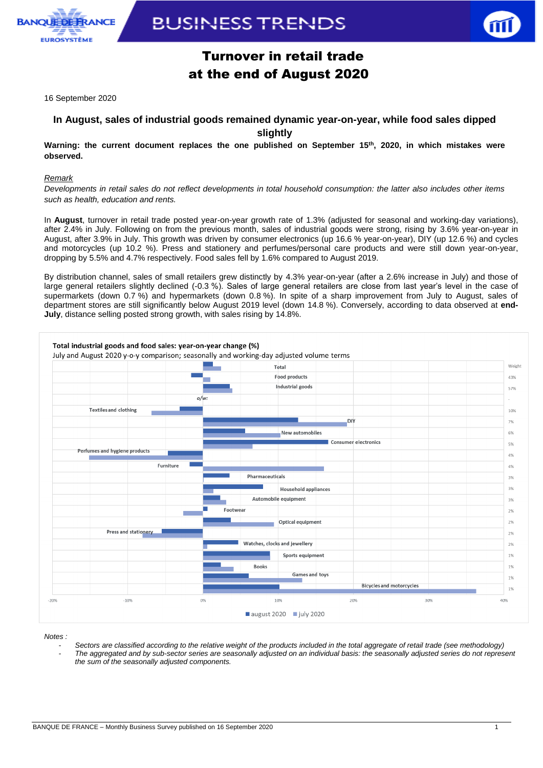# Turnover in retail trade at the end of August 2020

16 September 2020

## In August, sales of industrial goods remained dynamic year-on-year, while food sales dipped slightly

**Warning: the current document replaces the one published on September 15th, 2020, in which mistakes were observed.**

*Remark*

*Developments in retail sales do not reflect developments in total household consumption: the latter also includes other items such as health, education and rents.*

In **August**, turnover in retail trade posted year-on-year growth rate of 1.3% (adjusted for seasonal and working-day variations), after 2.4% in July. Following on from the previous month, sales of industrial goods were strong, rising by 3.6% year-on-year in August, after 3.9% in July. This growth was driven by consumer electronics (up 16.6 % year-on-year), DIY (up 12.6 %) and cycles and motorcycles (up 10.2 %). Press and stationery and perfumes/personal care products and were still down year-on-year, dropping by 5.5% and 4.7% respectively. Food sales fell by 1.6% compared to August 2019.

By distribution channel, sales of small retailers grew distinctly by 4.3% year-on-year (after a 2.6% increase in July) and those of large general retailers slightly declined (-0.3 %). Sales of large general retailers are close from last year's level in the case of supermarkets (down 0.7 %) and hypermarkets (down 0.8 %). In spite of a sharp improvement from July to August, sales of department stores are still significantly below August 2019 level (down 14.8 %). Conversely, according to data observed at **end-July**, distance selling posted strong growth, with sales rising by 14.8%.

**Total industrial goods and food sales: year-on-year change (%)**

July and August 2020 y-o-y comparison; seasonally and working-day adjusted volume terms

Weight

Total

Food products 43%

Industrial goods 57%

o/w: -

Textiles and clothing 10%

DIY 7%

New automobiles 6%

Consumer electronics 5%

Perfumes and hygiene products 4%

Furniture 4%

Pharmaceuticals 3%

Household appliances 3%

Automobile equipment 3%

Footwear 2%

Optical equipment 2%

Press and stationery 2%

Watches, clocks and jewellery 2%

Sports equipment 1%

Books 1%

Games and toys 1%

Bicycles and motorcycles 1%

-20% -10% 0% 10% 20% 30% 40%

■ august 2020 ■ july 2020

*Notes :*

- *Sectors are classified according to the relative weight of the products included in the total aggregate of retail trade (see methodology)*
- *The aggregated and by sub-sector series are seasonally adjusted on an individual basis: the seasonally adjusted series do not represent the sum of the seasonally adjusted components.*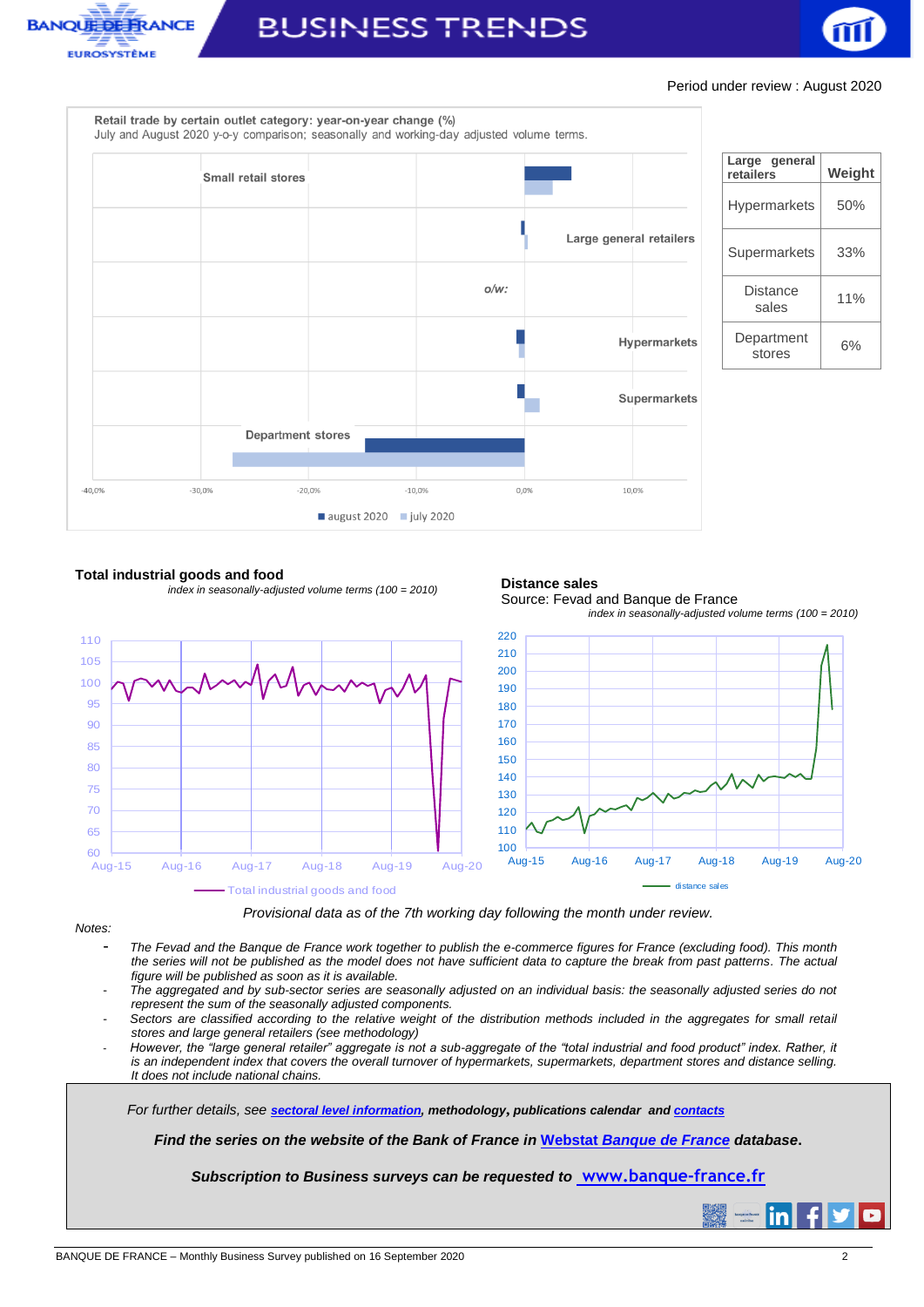Period under review : August 2020

**Retail trade by certain outlet category: year-on-year change (%)**
July and August 2020 y-o-y comparison; seasonally and working-day adjusted volume terms.

Small retail stores
Large general retailers
o/w:
Hypermarkets
Supermarkets
Department stores

-40,0% -30,0% -20,0% -10,0% 0,0% 10,0%

■ august 2020 ■ july 2020

| Large general retailers | Weight |
|---|---|
| Hypermarkets | 50% |
| Supermarkets | 33% |
| Distance sales | 11% |
| Department stores | 6% |

**Total industrial goods and food**

*index in seasonally-adjusted volume terms (100 = 2010)*

110 105 100 95 90 85 80 75 70 65 60

Aug-15 Aug-16 Aug-17 Aug-18 Aug-19 Aug-20

Total industrial goods and food

**Distance sales**

Source: Fevad and Banque de France

*index in seasonally-adjusted volume terms (100 = 2010)*

220 210 200 190 180 170 160 150 140 130 120 110 100

Aug-15 Aug-16 Aug-17 Aug-18 Aug-19 Aug-20

distance sales

*Provisional data as of the 7th working day following the month under review.*

*Notes:*

- *The Fevad and the Banque de France work together to publish the e-commerce figures for France (excluding food). This month the series will not be published as the model does not have sufficient data to capture the break from past patterns. The actual figure will be published as soon as it is available.*
- *The aggregated and by sub-sector series are seasonally adjusted on an individual basis: the seasonally adjusted series do not represent the sum of the seasonally adjusted components.*
- *Sectors are classified according to the relative weight of the distribution methods included in the aggregates for small retail stores and large general retailers (see methodology)*
- *However, the "large general retailer" aggregate is not a sub-aggregate of the "total industrial and food product" index. Rather, it is an independent index that covers the overall turnover of hypermarkets, supermarkets, department stores and distance selling. It does not include national chains.*

*For further details, see* ***sectoral level information**, **methodology**, **publications calendar** and **contacts***

***Find the series on the website of the Bank of France in Webstat Banque de France database.***

***Subscription to Business surveys can be requested to www.banque-france.fr***

BANQUE DE FRANCE – Monthly Business Survey published on 16 September 2020